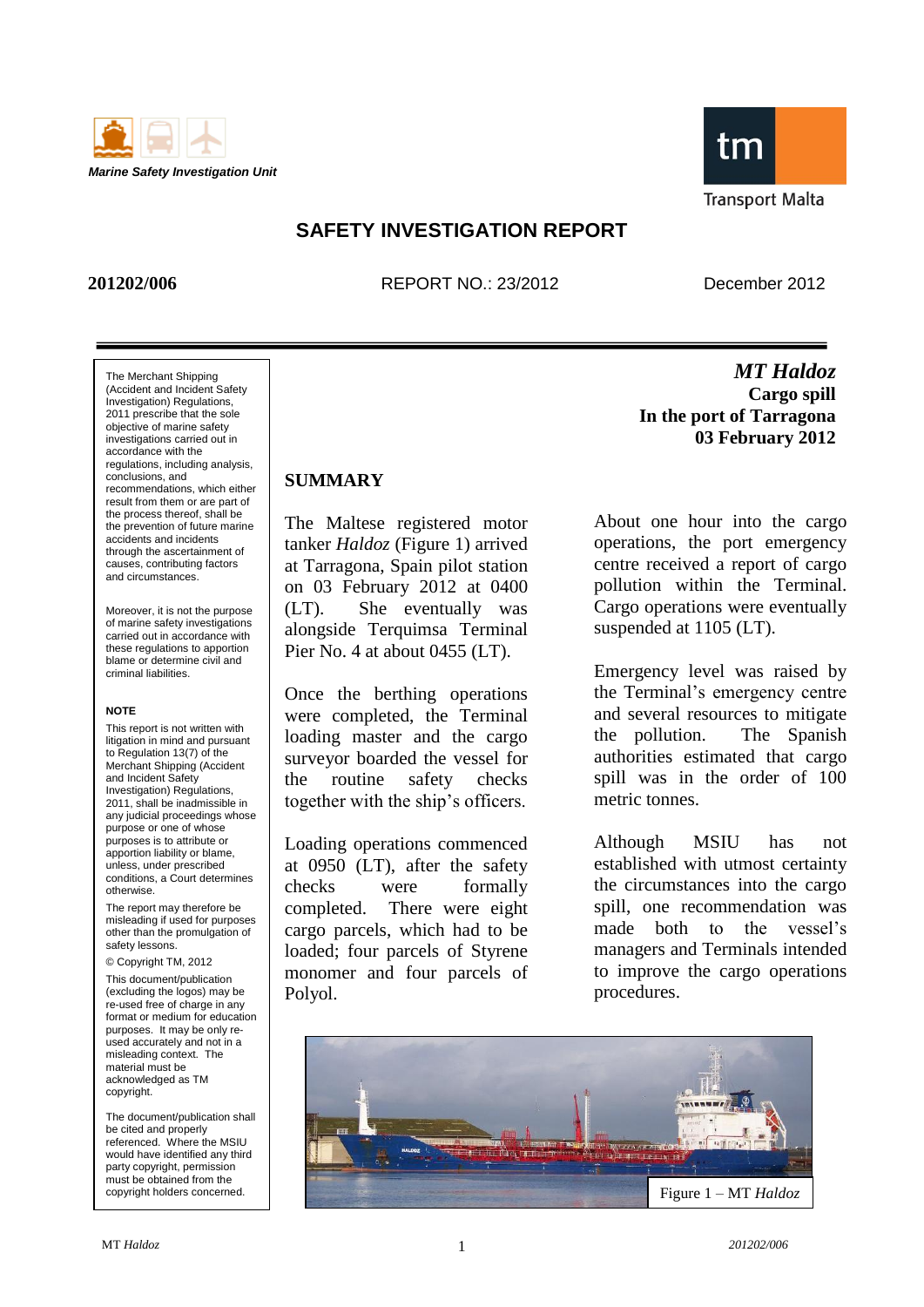Marine Safety Investigation Unit

Transport Malta

# SAFETY INVESTIGATION REPORT

**201202/006** REPORT NO.: 23/2012 December 2012

***MT Haldoz***
**Cargo spill**
**In the port of Tarragona**
**03 February 2012**

The Merchant Shipping (Accident and Incident Safety Investigation) Regulations, 2011 prescribe that the sole objective of marine safety investigations carried out in accordance with the regulations, including analysis, conclusions, and recommendations, which either result from them or are part of the process thereof, shall be the prevention of future marine accidents and incidents through the ascertainment of causes, contributing factors and circumstances.

Moreover, it is not the purpose of marine safety investigations carried out in accordance with these regulations to apportion blame or determine civil and criminal liabilities.

**NOTE**

This report is not written with litigation in mind and pursuant to Regulation 13(7) of the Merchant Shipping (Accident and Incident Safety Investigation) Regulations, 2011, shall be inadmissible in any judicial proceedings whose purpose or one of whose purposes is to attribute or apportion liability or blame, unless, under prescribed conditions, a Court determines otherwise.

The report may therefore be misleading if used for purposes other than the promulgation of safety lessons.

© Copyright TM, 2012

This document/publication (excluding the logos) may be re-used free of charge in any format or medium for education purposes. It may be only re-used accurately and not in a misleading context. The material must be acknowledged as TM copyright.

The document/publication shall be cited and properly referenced. Where the MSIU would have identified any third party copyright, permission must be obtained from the copyright holders concerned.

## SUMMARY

The Maltese registered motor tanker *Haldoz* (Figure 1) arrived at Tarragona, Spain pilot station on 03 February 2012 at 0400 (LT). She eventually was alongside Terquimsa Terminal Pier No. 4 at about 0455 (LT).

Once the berthing operations were completed, the Terminal loading master and the cargo surveyor boarded the vessel for the routine safety checks together with the ship's officers.

Loading operations commenced at 0950 (LT), after the safety checks were formally completed. There were eight cargo parcels, which had to be loaded; four parcels of Styrene monomer and four parcels of Polyol.

About one hour into the cargo operations, the port emergency centre received a report of cargo pollution within the Terminal. Cargo operations were eventually suspended at 1105 (LT).

Emergency level was raised by the Terminal's emergency centre and several resources to mitigate the pollution. The Spanish authorities estimated that cargo spill was in the order of 100 metric tonnes.

Although MSIU has not established with utmost certainty the circumstances into the cargo spill, one recommendation was made both to the vessel's managers and Terminals intended to improve the cargo operations procedures.

Figure 1 – MT *Haldoz*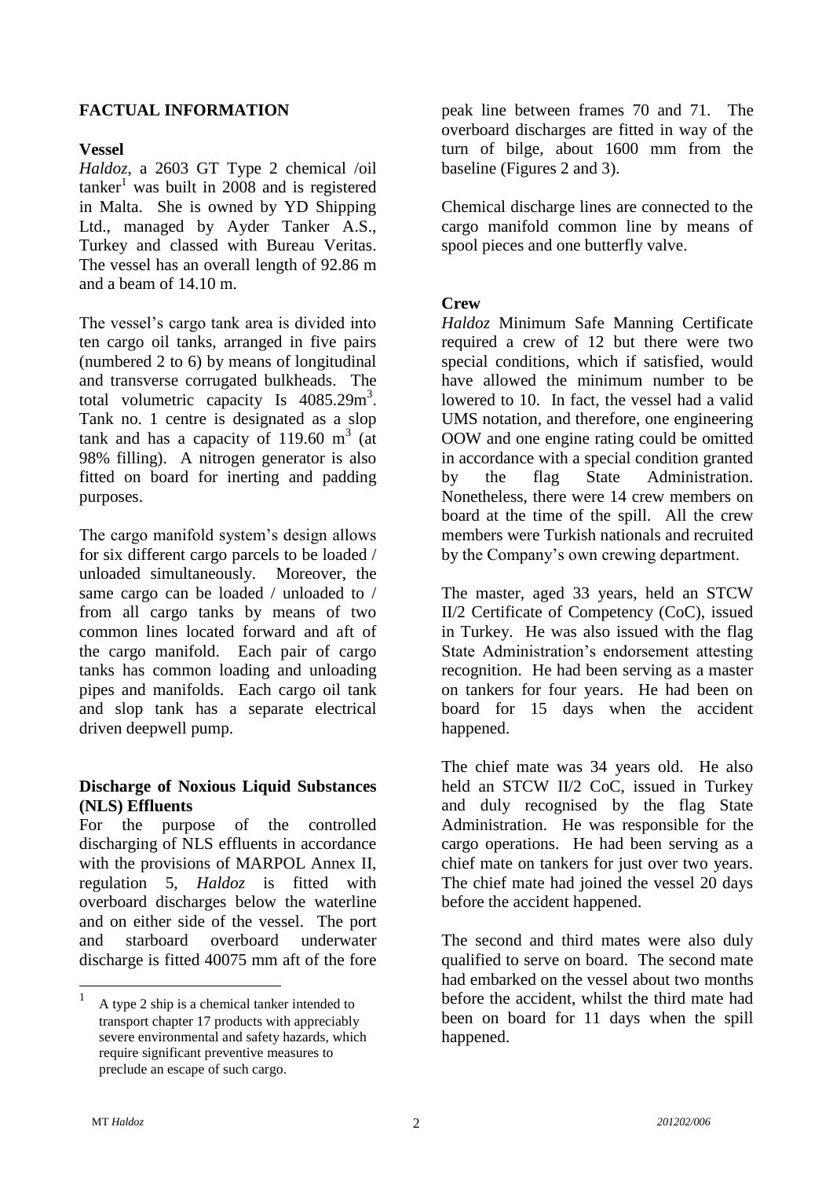## FACTUAL INFORMATION

### Vessel

*Haldoz*, a 2603 GT Type 2 chemical /oil tanker[1] was built in 2008 and is registered in Malta. She is owned by YD Shipping Ltd., managed by Ayder Tanker A.S., Turkey and classed with Bureau Veritas. The vessel has an overall length of 92.86 m and a beam of 14.10 m.

The vessel's cargo tank area is divided into ten cargo oil tanks, arranged in five pairs (numbered 2 to 6) by means of longitudinal and transverse corrugated bulkheads. The total volumetric capacity Is $4085.29m^3$. Tank no. 1 centre is designated as a slop tank and has a capacity of 119.60 $m^3$ (at 98% filling). A nitrogen generator is also fitted on board for inerting and padding purposes.

The cargo manifold system's design allows for six different cargo parcels to be loaded / unloaded simultaneously. Moreover, the same cargo can be loaded / unloaded to / from all cargo tanks by means of two common lines located forward and aft of the cargo manifold. Each pair of cargo tanks has common loading and unloading pipes and manifolds. Each cargo oil tank and slop tank has a separate electrical driven deepwell pump.

### Discharge of Noxious Liquid Substances (NLS) Effluents

For the purpose of the controlled discharging of NLS effluents in accordance with the provisions of MARPOL Annex II, regulation 5, *Haldoz* is fitted with overboard discharges below the waterline and on either side of the vessel. The port and starboard overboard underwater discharge is fitted 40075 mm aft of the fore peak line between frames 70 and 71. The overboard discharges are fitted in way of the turn of bilge, about 1600 mm from the baseline (Figures 2 and 3).

Chemical discharge lines are connected to the cargo manifold common line by means of spool pieces and one butterfly valve.

### Crew

*Haldoz* Minimum Safe Manning Certificate required a crew of 12 but there were two special conditions, which if satisfied, would have allowed the minimum number to be lowered to 10. In fact, the vessel had a valid UMS notation, and therefore, one engineering OOW and one engine rating could be omitted in accordance with a special condition granted by the flag State Administration. Nonetheless, there were 14 crew members on board at the time of the spill. All the crew members were Turkish nationals and recruited by the Company's own crewing department.

The master, aged 33 years, held an STCW II/2 Certificate of Competency (CoC), issued in Turkey. He was also issued with the flag State Administration's endorsement attesting recognition. He had been serving as a master on tankers for four years. He had been on board for 15 days when the accident happened.

The chief mate was 34 years old. He also held an STCW II/2 CoC, issued in Turkey and duly recognised by the flag State Administration. He was responsible for the cargo operations. He had been serving as a chief mate on tankers for just over two years. The chief mate had joined the vessel 20 days before the accident happened.

The second and third mates were also duly qualified to serve on board. The second mate had embarked on the vessel about two months before the accident, whilst the third mate had been on board for 11 days when the spill happened.

[1] A type 2 ship is a chemical tanker intended to transport chapter 17 products with appreciably severe environmental and safety hazards, which require significant preventive measures to preclude an escape of such cargo.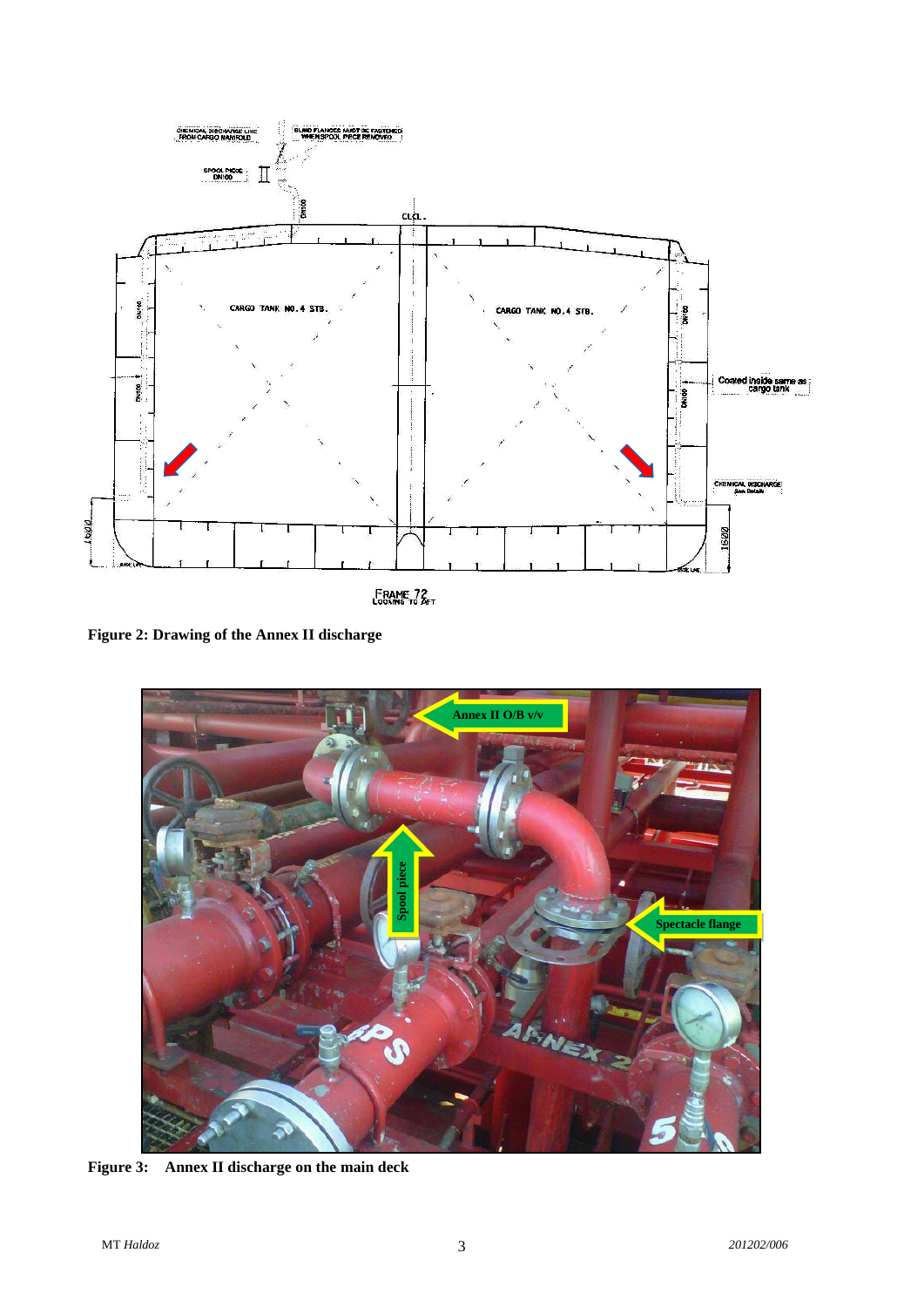**Figure 2: Drawing of the Annex II discharge**

**Figure 3: Annex II discharge on the main deck**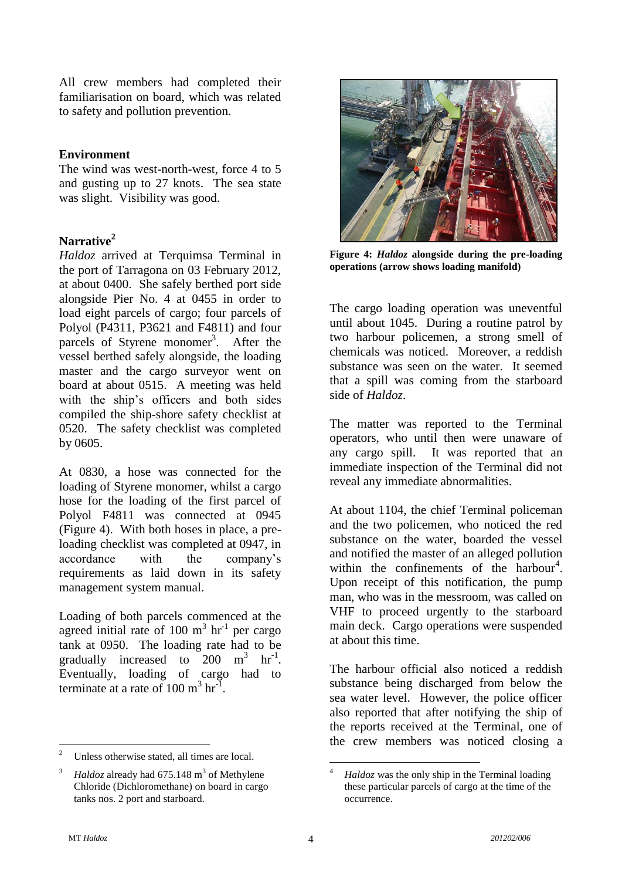All crew members had completed their familiarisation on board, which was related to safety and pollution prevention.

**Environment**

The wind was west-north-west, force 4 to 5 and gusting up to 27 knots. The sea state was slight. Visibility was good.

**Narrative**[2]

*Haldoz* arrived at Terquimsa Terminal in the port of Tarragona on 03 February 2012, at about 0400. She safely berthed port side alongside Pier No. 4 at 0455 in order to load eight parcels of cargo; four parcels of Polyol (P4311, P3621 and F4811) and four parcels of Styrene monomer[3]. After the vessel berthed safely alongside, the loading master and the cargo surveyor went on board at about 0515. A meeting was held with the ship's officers and both sides compiled the ship-shore safety checklist at 0520. The safety checklist was completed by 0605.

At 0830, a hose was connected for the loading of Styrene monomer, whilst a cargo hose for the loading of the first parcel of Polyol F4811 was connected at 0945 (Figure 4). With both hoses in place, a pre-loading checklist was completed at 0947, in accordance with the company's requirements as laid down in its safety management system manual.

Loading of both parcels commenced at the agreed initial rate of 100 $m^3 hr^{-1}$ per cargo tank at 0950. The loading rate had to be gradually increased to 200 $m^3 hr^{-1}$. Eventually, loading of cargo had to terminate at a rate of 100 $m^3 hr^{-1}$.

**Figure 4: *Haldoz* alongside during the pre-loading operations (arrow shows loading manifold)**

The cargo loading operation was uneventful until about 1045. During a routine patrol by two harbour policemen, a strong smell of chemicals was noticed. Moreover, a reddish substance was seen on the water. It seemed that a spill was coming from the starboard side of *Haldoz*.

The matter was reported to the Terminal operators, who until then were unaware of any cargo spill. It was reported that an immediate inspection of the Terminal did not reveal any immediate abnormalities.

At about 1104, the chief Terminal policeman and the two policemen, who noticed the red substance on the water, boarded the vessel and notified the master of an alleged pollution within the confinements of the harbour[4]. Upon receipt of this notification, the pump man, who was in the messroom, was called on VHF to proceed urgently to the starboard main deck. Cargo operations were suspended at about this time.

The harbour official also noticed a reddish substance being discharged from below the sea water level. However, the police officer also reported that after notifying the ship of the reports received at the Terminal, one of the crew members was noticed closing a

---

[2] Unless otherwise stated, all times are local.

[3] *Haldoz* already had 675.148 $m^3$ of Methylene Chloride (Dichloromethane) on board in cargo tanks nos. 2 port and starboard.

[4] *Haldoz* was the only ship in the Terminal loading these particular parcels of cargo at the time of the occurrence.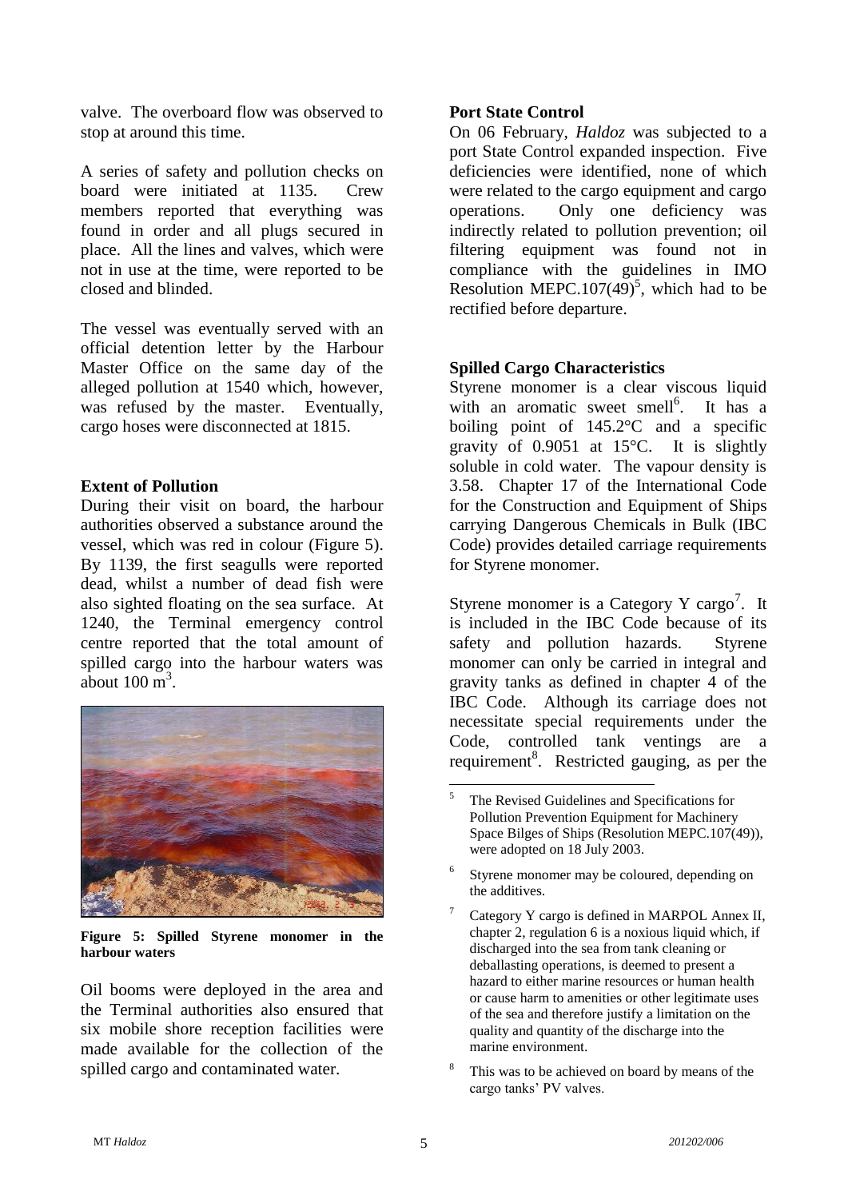valve. The overboard flow was observed to stop at around this time.

A series of safety and pollution checks on board were initiated at 1135. Crew members reported that everything was found in order and all plugs secured in place. All the lines and valves, which were not in use at the time, were reported to be closed and blinded.

The vessel was eventually served with an official detention letter by the Harbour Master Office on the same day of the alleged pollution at 1540 which, however, was refused by the master. Eventually, cargo hoses were disconnected at 1815.

### Extent of Pollution

During their visit on board, the harbour authorities observed a substance around the vessel, which was red in colour (Figure 5). By 1139, the first seagulls were reported dead, whilst a number of dead fish were also sighted floating on the sea surface. At 1240, the Terminal emergency control centre reported that the total amount of spilled cargo into the harbour waters was about 100 $m^3$.

**Figure 5: Spilled Styrene monomer in the harbour waters**

Oil booms were deployed in the area and the Terminal authorities also ensured that six mobile shore reception facilities were made available for the collection of the spilled cargo and contaminated water.

### Port State Control

On 06 February, *Haldoz* was subjected to a port State Control expanded inspection. Five deficiencies were identified, none of which were related to the cargo equipment and cargo operations. Only one deficiency was indirectly related to pollution prevention; oil filtering equipment was found not in compliance with the guidelines in IMO Resolution MEPC.107(49)[5], which had to be rectified before departure.

### Spilled Cargo Characteristics

Styrene monomer is a clear viscous liquid with an aromatic sweet smell[6]. It has a boiling point of 145.2°C and a specific gravity of 0.9051 at 15°C. It is slightly soluble in cold water. The vapour density is 3.58. Chapter 17 of the International Code for the Construction and Equipment of Ships carrying Dangerous Chemicals in Bulk (IBC Code) provides detailed carriage requirements for Styrene monomer.

Styrene monomer is a Category Y cargo[7]. It is included in the IBC Code because of its safety and pollution hazards. Styrene monomer can only be carried in integral and gravity tanks as defined in chapter 4 of the IBC Code. Although its carriage does not necessitate special requirements under the Code, controlled tank ventings are a requirement[8]. Restricted gauging, as per the

---

[5] The Revised Guidelines and Specifications for Pollution Prevention Equipment for Machinery Space Bilges of Ships (Resolution MEPC.107(49)), were adopted on 18 July 2003.

[6] Styrene monomer may be coloured, depending on the additives.

[7] Category Y cargo is defined in MARPOL Annex II, chapter 2, regulation 6 is a noxious liquid which, if discharged into the sea from tank cleaning or deballasting operations, is deemed to present a hazard to either marine resources or human health or cause harm to amenities or other legitimate uses of the sea and therefore justify a limitation on the quality and quantity of the discharge into the marine environment.

[8] This was to be achieved on board by means of the cargo tanks' PV valves.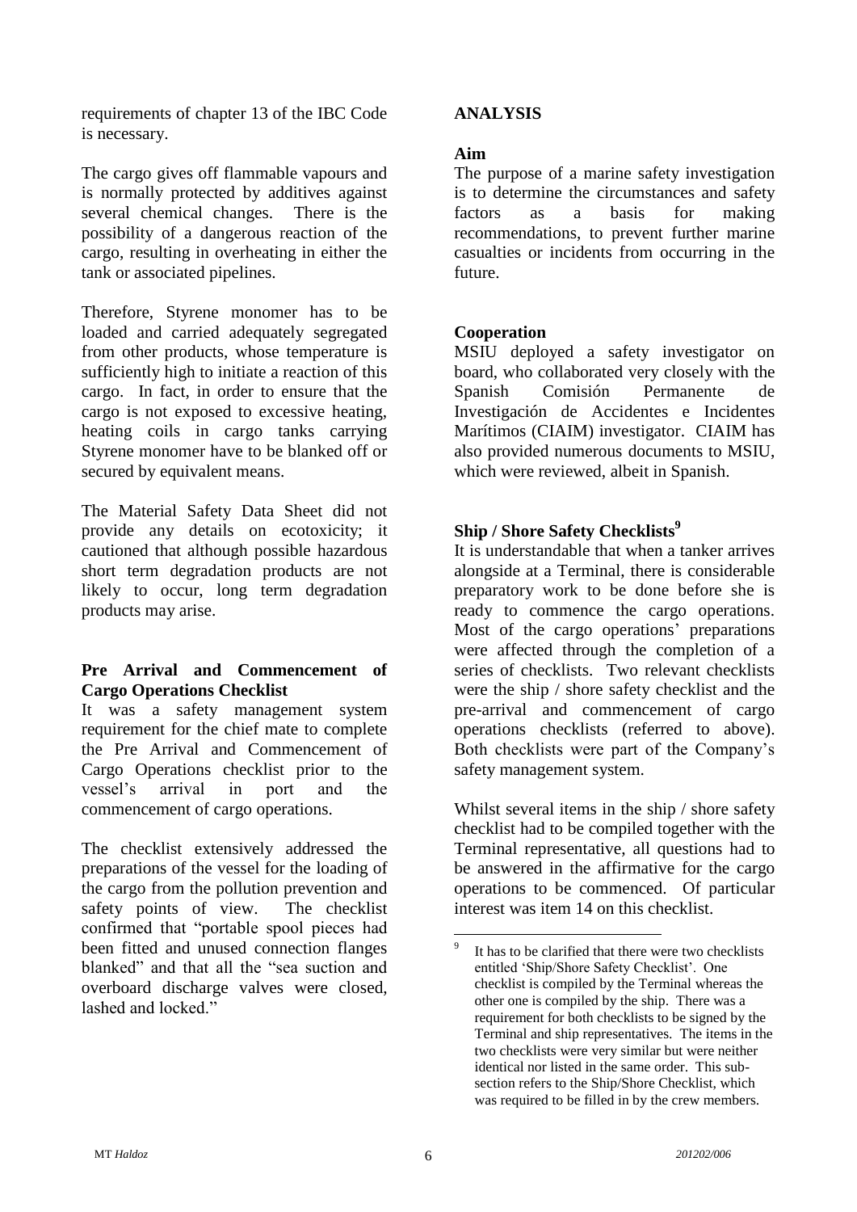requirements of chapter 13 of the IBC Code is necessary.

The cargo gives off flammable vapours and is normally protected by additives against several chemical changes. There is the possibility of a dangerous reaction of the cargo, resulting in overheating in either the tank or associated pipelines.

Therefore, Styrene monomer has to be loaded and carried adequately segregated from other products, whose temperature is sufficiently high to initiate a reaction of this cargo. In fact, in order to ensure that the cargo is not exposed to excessive heating, heating coils in cargo tanks carrying Styrene monomer have to be blanked off or secured by equivalent means.

The Material Safety Data Sheet did not provide any details on ecotoxicity; it cautioned that although possible hazardous short term degradation products are not likely to occur, long term degradation products may arise.

**Pre Arrival and Commencement of Cargo Operations Checklist**

It was a safety management system requirement for the chief mate to complete the Pre Arrival and Commencement of Cargo Operations checklist prior to the vessel's arrival in port and the commencement of cargo operations.

The checklist extensively addressed the preparations of the vessel for the loading of the cargo from the pollution prevention and safety points of view. The checklist confirmed that "portable spool pieces had been fitted and unused connection flanges blanked" and that all the "sea suction and overboard discharge valves were closed, lashed and locked."

## ANALYSIS

**Aim**

The purpose of a marine safety investigation is to determine the circumstances and safety factors as a basis for making recommendations, to prevent further marine casualties or incidents from occurring in the future.

**Cooperation**

MSIU deployed a safety investigator on board, who collaborated very closely with the Spanish Comisión Permanente de Investigación de Accidentes e Incidentes Marítimos (CIAIM) investigator. CIAIM has also provided numerous documents to MSIU, which were reviewed, albeit in Spanish.

**Ship / Shore Safety Checklists[9]**

It is understandable that when a tanker arrives alongside at a Terminal, there is considerable preparatory work to be done before she is ready to commence the cargo operations. Most of the cargo operations' preparations were affected through the completion of a series of checklists. Two relevant checklists were the ship / shore safety checklist and the pre-arrival and commencement of cargo operations checklists (referred to above). Both checklists were part of the Company's safety management system.

Whilst several items in the ship / shore safety checklist had to be compiled together with the Terminal representative, all questions had to be answered in the affirmative for the cargo operations to be commenced. Of particular interest was item 14 on this checklist.

---

[9] It has to be clarified that there were two checklists entitled 'Ship/Shore Safety Checklist'. One checklist is compiled by the Terminal whereas the other one is compiled by the ship. There was a requirement for both checklists to be signed by the Terminal and ship representatives. The items in the two checklists were very similar but were neither identical nor listed in the same order. This sub-section refers to the Ship/Shore Checklist, which was required to be filled in by the crew members.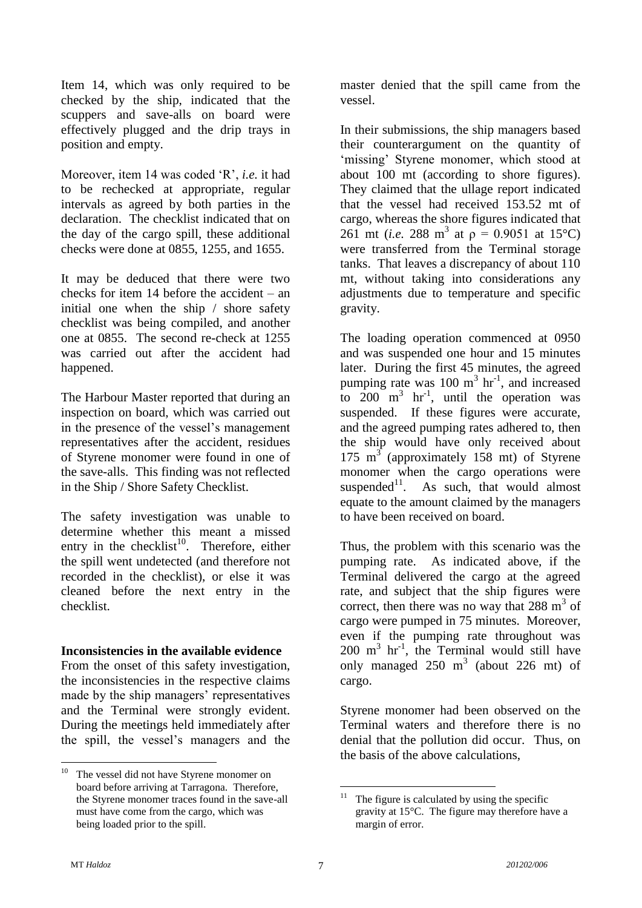Item 14, which was only required to be checked by the ship, indicated that the scuppers and save-alls on board were effectively plugged and the drip trays in position and empty.

Moreover, item 14 was coded 'R', *i.e.* it had to be rechecked at appropriate, regular intervals as agreed by both parties in the declaration. The checklist indicated that on the day of the cargo spill, these additional checks were done at 0855, 1255, and 1655.

It may be deduced that there were two checks for item 14 before the accident – an initial one when the ship / shore safety checklist was being compiled, and another one at 0855. The second re-check at 1255 was carried out after the accident had happened.

The Harbour Master reported that during an inspection on board, which was carried out in the presence of the vessel's management representatives after the accident, residues of Styrene monomer were found in one of the save-alls. This finding was not reflected in the Ship / Shore Safety Checklist.

The safety investigation was unable to determine whether this meant a missed entry in the checklist[10]. Therefore, either the spill went undetected (and therefore not recorded in the checklist), or else it was cleaned before the next entry in the checklist.

**Inconsistencies in the available evidence**

From the onset of this safety investigation, the inconsistencies in the respective claims made by the ship managers' representatives and the Terminal were strongly evident. During the meetings held immediately after the spill, the vessel's managers and the master denied that the spill came from the vessel.

In their submissions, the ship managers based their counterargument on the quantity of 'missing' Styrene monomer, which stood at about 100 mt (according to shore figures). They claimed that the ullage report indicated that the vessel had received 153.52 mt of cargo, whereas the shore figures indicated that 261 mt (*i.e.* 288 $m^3$ at $\rho$ = 0.9051 at 15°C) were transferred from the Terminal storage tanks. That leaves a discrepancy of about 110 mt, without taking into considerations any adjustments due to temperature and specific gravity.

The loading operation commenced at 0950 and was suspended one hour and 15 minutes later. During the first 45 minutes, the agreed pumping rate was 100 $m^3\ hr^{-1}$, and increased to 200 $m^3\ hr^{-1}$, until the operation was suspended. If these figures were accurate, and the agreed pumping rates adhered to, then the ship would have only received about 175 $m^3$ (approximately 158 mt) of Styrene monomer when the cargo operations were suspended[11]. As such, that would almost equate to the amount claimed by the managers to have been received on board.

Thus, the problem with this scenario was the pumping rate. As indicated above, if the Terminal delivered the cargo at the agreed rate, and subject that the ship figures were correct, then there was no way that 288 $m^3$ of cargo were pumped in 75 minutes. Moreover, even if the pumping rate throughout was 200 $m^3\ hr^{-1}$, the Terminal would still have only managed 250 $m^3$ (about 226 mt) of cargo.

Styrene monomer had been observed on the Terminal waters and therefore there is no denial that the pollution did occur. Thus, on the basis of the above calculations,

---

[10] The vessel did not have Styrene monomer on board before arriving at Tarragona. Therefore, the Styrene monomer traces found in the save-all must have come from the cargo, which was being loaded prior to the spill.

[11] The figure is calculated by using the specific gravity at 15°C. The figure may therefore have a margin of error.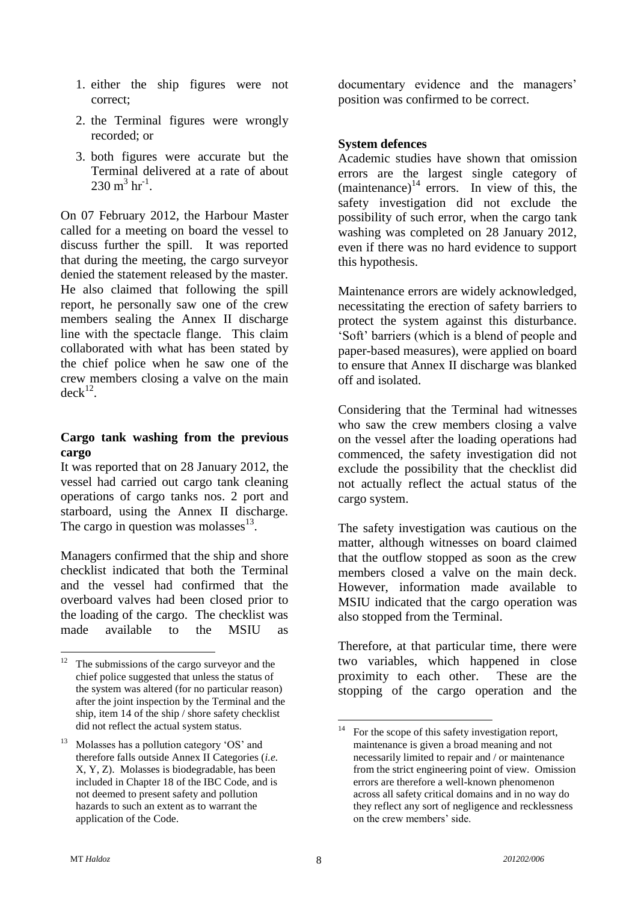1. either the ship figures were not correct;
2. the Terminal figures were wrongly recorded; or
3. both figures were accurate but the Terminal delivered at a rate of about $230 \text{ m}^3 \text{ hr}^{-1}$.

On 07 February 2012, the Harbour Master called for a meeting on board the vessel to discuss further the spill. It was reported that during the meeting, the cargo surveyor denied the statement released by the master. He also claimed that following the spill report, he personally saw one of the crew members sealing the Annex II discharge line with the spectacle flange. This claim collaborated with what has been stated by the chief police when he saw one of the crew members closing a valve on the main deck[12].

**Cargo tank washing from the previous cargo**

It was reported that on 28 January 2012, the vessel had carried out cargo tank cleaning operations of cargo tanks nos. 2 port and starboard, using the Annex II discharge. The cargo in question was molasses[13].

Managers confirmed that the ship and shore checklist indicated that both the Terminal and the vessel had confirmed that the overboard valves had been closed prior to the loading of the cargo. The checklist was made available to the MSIU as documentary evidence and the managers' position was confirmed to be correct.

**System defences**

Academic studies have shown that omission errors are the largest single category of (maintenance)[14] errors. In view of this, the safety investigation did not exclude the possibility of such error, when the cargo tank washing was completed on 28 January 2012, even if there was no hard evidence to support this hypothesis.

Maintenance errors are widely acknowledged, necessitating the erection of safety barriers to protect the system against this disturbance. 'Soft' barriers (which is a blend of people and paper-based measures), were applied on board to ensure that Annex II discharge was blanked off and isolated.

Considering that the Terminal had witnesses who saw the crew members closing a valve on the vessel after the loading operations had commenced, the safety investigation did not exclude the possibility that the checklist did not actually reflect the actual status of the cargo system.

The safety investigation was cautious on the matter, although witnesses on board claimed that the outflow stopped as soon as the crew members closed a valve on the main deck. However, information made available to MSIU indicated that the cargo operation was also stopped from the Terminal.

Therefore, at that particular time, there were two variables, which happened in close proximity to each other. These are the stopping of the cargo operation and the

---

[12] The submissions of the cargo surveyor and the chief police suggested that unless the status of the system was altered (for no particular reason) after the joint inspection by the Terminal and the ship, item 14 of the ship / shore safety checklist did not reflect the actual system status.

[13] Molasses has a pollution category 'OS' and therefore falls outside Annex II Categories (*i.e.* X, Y, Z). Molasses is biodegradable, has been included in Chapter 18 of the IBC Code, and is not deemed to present safety and pollution hazards to such an extent as to warrant the application of the Code.

[14] For the scope of this safety investigation report, maintenance is given a broad meaning and not necessarily limited to repair and / or maintenance from the strict engineering point of view. Omission errors are therefore a well-known phenomenon across all safety critical domains and in no way do they reflect any sort of negligence and recklessness on the crew members' side.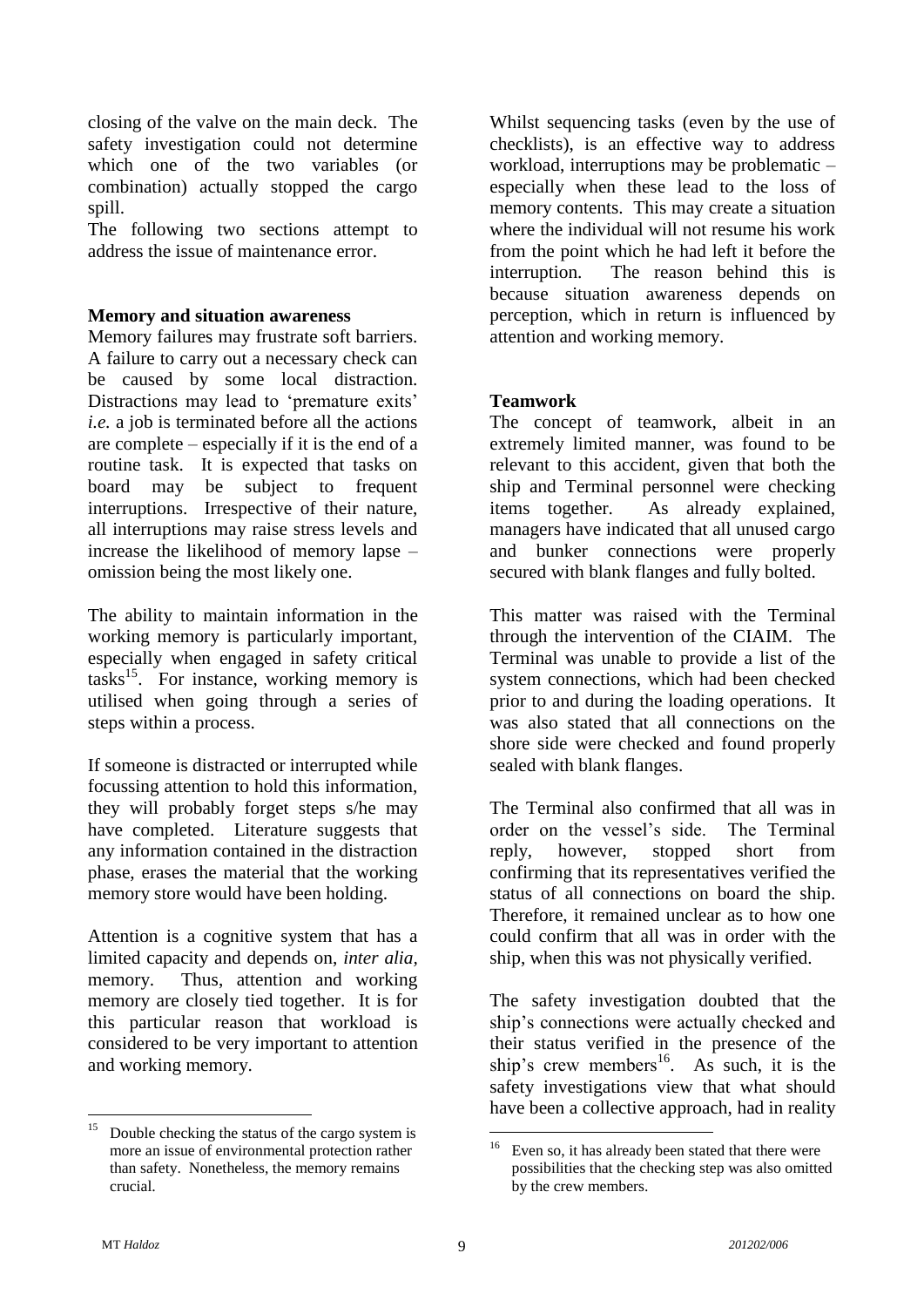closing of the valve on the main deck. The safety investigation could not determine which one of the two variables (or combination) actually stopped the cargo spill.

The following two sections attempt to address the issue of maintenance error.

**Memory and situation awareness**

Memory failures may frustrate soft barriers. A failure to carry out a necessary check can be caused by some local distraction. Distractions may lead to 'premature exits' *i.e.* a job is terminated before all the actions are complete – especially if it is the end of a routine task. It is expected that tasks on board may be subject to frequent interruptions. Irrespective of their nature, all interruptions may raise stress levels and increase the likelihood of memory lapse – omission being the most likely one.

The ability to maintain information in the working memory is particularly important, especially when engaged in safety critical tasks[15]. For instance, working memory is utilised when going through a series of steps within a process.

If someone is distracted or interrupted while focussing attention to hold this information, they will probably forget steps s/he may have completed. Literature suggests that any information contained in the distraction phase, erases the material that the working memory store would have been holding.

Attention is a cognitive system that has a limited capacity and depends on, *inter alia*, memory. Thus, attention and working memory are closely tied together. It is for this particular reason that workload is considered to be very important to attention and working memory.

Whilst sequencing tasks (even by the use of checklists), is an effective way to address workload, interruptions may be problematic – especially when these lead to the loss of memory contents. This may create a situation where the individual will not resume his work from the point which he had left it before the interruption. The reason behind this is because situation awareness depends on perception, which in return is influenced by attention and working memory.

**Teamwork**

The concept of teamwork, albeit in an extremely limited manner, was found to be relevant to this accident, given that both the ship and Terminal personnel were checking items together. As already explained, managers have indicated that all unused cargo and bunker connections were properly secured with blank flanges and fully bolted.

This matter was raised with the Terminal through the intervention of the CIAIM. The Terminal was unable to provide a list of the system connections, which had been checked prior to and during the loading operations. It was also stated that all connections on the shore side were checked and found properly sealed with blank flanges.

The Terminal also confirmed that all was in order on the vessel's side. The Terminal reply, however, stopped short from confirming that its representatives verified the status of all connections on board the ship. Therefore, it remained unclear as to how one could confirm that all was in order with the ship, when this was not physically verified.

The safety investigation doubted that the ship's connections were actually checked and their status verified in the presence of the ship's crew members[16]. As such, it is the safety investigations view that what should have been a collective approach, had in reality

---

[15] Double checking the status of the cargo system is more an issue of environmental protection rather than safety. Nonetheless, the memory remains crucial.

[16] Even so, it has already been stated that there were possibilities that the checking step was also omitted by the crew members.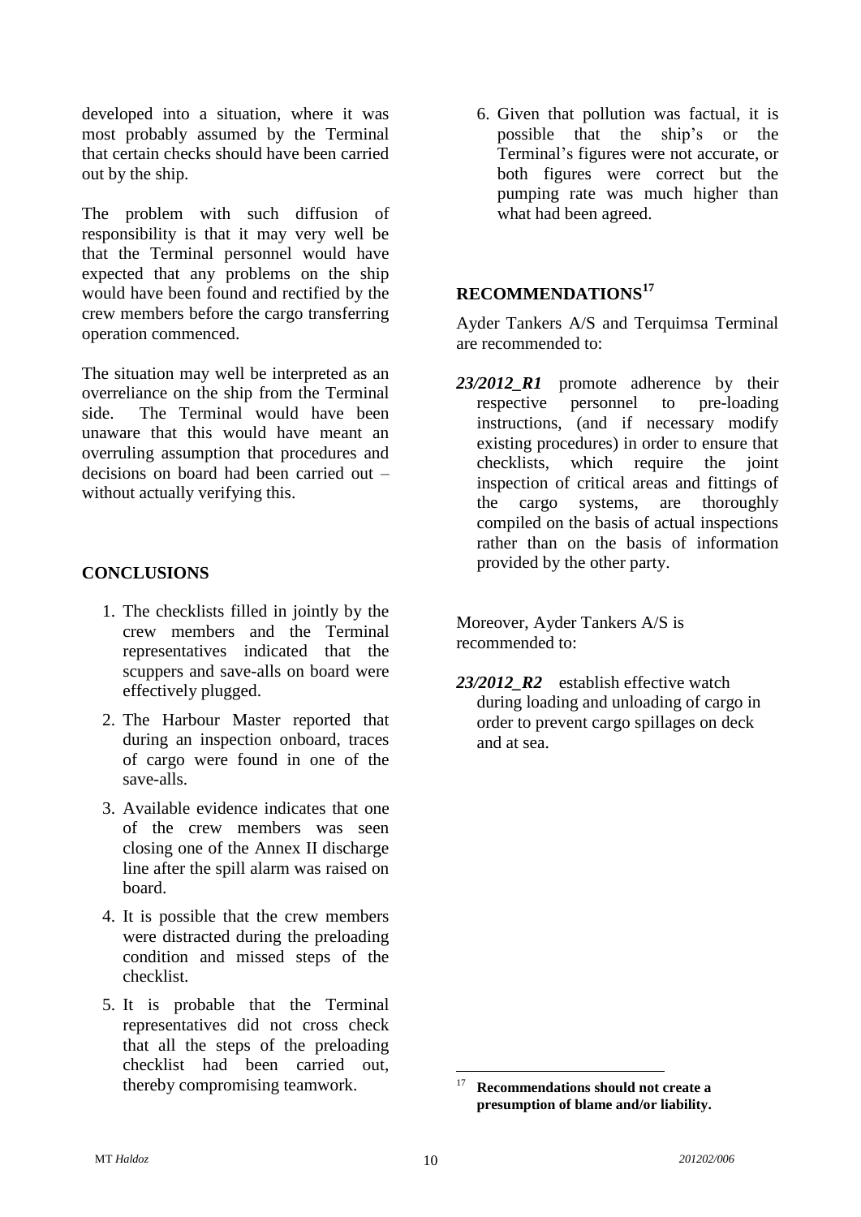developed into a situation, where it was most probably assumed by the Terminal that certain checks should have been carried out by the ship.

The problem with such diffusion of responsibility is that it may very well be that the Terminal personnel would have expected that any problems on the ship would have been found and rectified by the crew members before the cargo transferring operation commenced.

The situation may well be interpreted as an overreliance on the ship from the Terminal side. The Terminal would have been unaware that this would have meant an overruling assumption that procedures and decisions on board had been carried out – without actually verifying this.

## CONCLUSIONS

1. The checklists filled in jointly by the crew members and the Terminal representatives indicated that the scuppers and save-alls on board were effectively plugged.
2. The Harbour Master reported that during an inspection onboard, traces of cargo were found in one of the save-alls.
3. Available evidence indicates that one of the crew members was seen closing one of the Annex II discharge line after the spill alarm was raised on board.
4. It is possible that the crew members were distracted during the preloading condition and missed steps of the checklist.
5. It is probable that the Terminal representatives did not cross check that all the steps of the preloading checklist had been carried out, thereby compromising teamwork.
6. Given that pollution was factual, it is possible that the ship's or the Terminal's figures were not accurate, or both figures were correct but the pumping rate was much higher than what had been agreed.

## RECOMMENDATIONS[17]

Ayder Tankers A/S and Terquimsa Terminal are recommended to:

***23/2012_R1*** promote adherence by their respective personnel to pre-loading instructions, (and if necessary modify existing procedures) in order to ensure that checklists, which require the joint inspection of critical areas and fittings of the cargo systems, are thoroughly compiled on the basis of actual inspections rather than on the basis of information provided by the other party.

Moreover, Ayder Tankers A/S is recommended to:

***23/2012_R2*** establish effective watch during loading and unloading of cargo in order to prevent cargo spillages on deck and at sea.

---

[17] **Recommendations should not create a presumption of blame and/or liability.**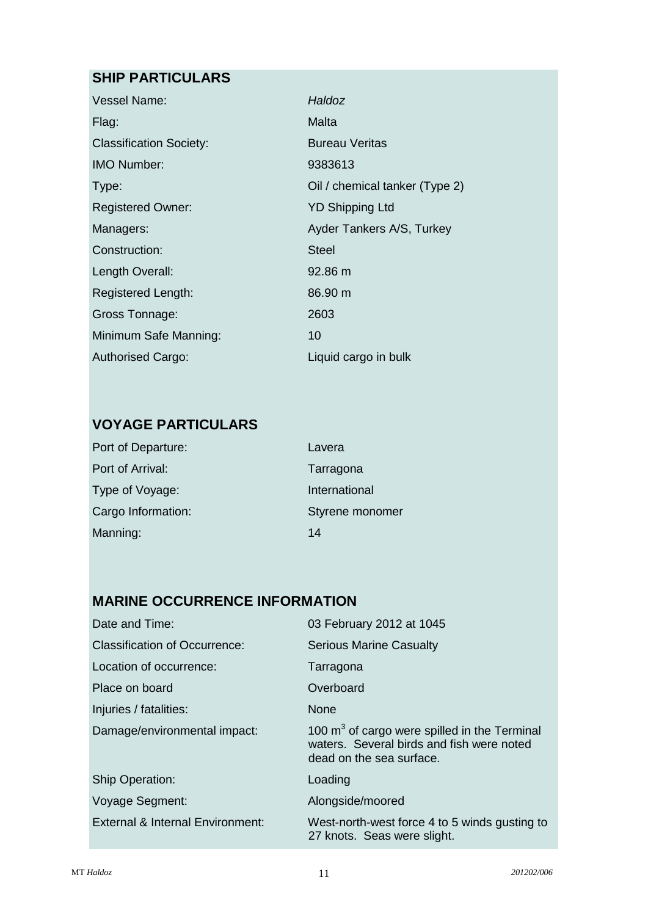## SHIP PARTICULARS

| | |
|---|---|
| Vessel Name: | *Haldoz* |
| Flag: | Malta |
| Classification Society: | Bureau Veritas |
| IMO Number: | 9383613 |
| Type: | Oil / chemical tanker (Type 2) |
| Registered Owner: | YD Shipping Ltd |
| Managers: | Ayder Tankers A/S, Turkey |
| Construction: | Steel |
| Length Overall: | 92.86 m |
| Registered Length: | 86.90 m |
| Gross Tonnage: | 2603 |
| Minimum Safe Manning: | 10 |
| Authorised Cargo: | Liquid cargo in bulk |

## VOYAGE PARTICULARS

| | |
|---|---|
| Port of Departure: | Lavera |
| Port of Arrival: | Tarragona |
| Type of Voyage: | International |
| Cargo Information: | Styrene monomer |
| Manning: | 14 |

## MARINE OCCURRENCE INFORMATION

| | |
|---|---|
| Date and Time: | 03 February 2012 at 1045 |
| Classification of Occurrence: | Serious Marine Casualty |
| Location of occurrence: | Tarragona |
| Place on board | Overboard |
| Injuries / fatalities: | None |
| Damage/environmental impact: | 100 $m^3$ of cargo were spilled in the Terminal waters. Several birds and fish were noted dead on the sea surface. |
| Ship Operation: | Loading |
| Voyage Segment: | Alongside/moored |
| External & Internal Environment: | West-north-west force 4 to 5 winds gusting to 27 knots. Seas were slight. |